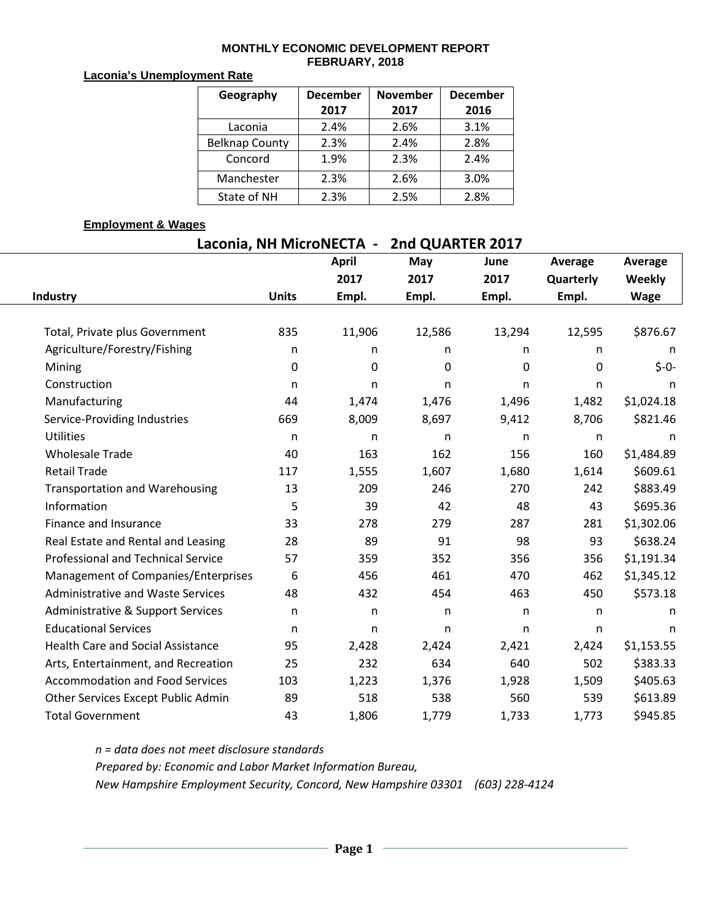# MONTHLY ECONOMIC DEVELOPMENT REPORT
## FEBRUARY, 2018

**Laconia's Unemployment Rate**

| Geography | December 2017 | November 2017 | December 2016 |
|---|---|---|---|
| Laconia | 2.4% | 2.6% | 3.1% |
| Belknap County | 2.3% | 2.4% | 2.8% |
| Concord | 1.9% | 2.3% | 2.4% |
| Manchester | 2.3% | 2.6% | 3.0% |
| State of NH | 2.3% | 2.5% | 2.8% |

**Employment & Wages**

**Laconia, NH MicroNECTA - 2nd QUARTER 2017**

| Industry | Units | April 2017 Empl. | May 2017 Empl. | June 2017 Empl. | Average Quarterly Empl. | Average Weekly Wage |
|---|---|---|---|---|---|---|
| Total, Private plus Government | 835 | 11,906 | 12,586 | 13,294 | 12,595 | $876.67 |
| Agriculture/Forestry/Fishing | n | n | n | n | n | n |
| Mining | 0 | 0 | 0 | 0 | 0 | $-0- |
| Construction | n | n | n | n | n | n |
| Manufacturing | 44 | 1,474 | 1,476 | 1,496 | 1,482 | $1,024.18 |
| Service-Providing Industries | 669 | 8,009 | 8,697 | 9,412 | 8,706 | $821.46 |
| Utilities | n | n | n | n | n | n |
| Wholesale Trade | 40 | 163 | 162 | 156 | 160 | $1,484.89 |
| Retail Trade | 117 | 1,555 | 1,607 | 1,680 | 1,614 | $609.61 |
| Transportation and Warehousing | 13 | 209 | 246 | 270 | 242 | $883.49 |
| Information | 5 | 39 | 42 | 48 | 43 | $695.36 |
| Finance and Insurance | 33 | 278 | 279 | 287 | 281 | $1,302.06 |
| Real Estate and Rental and Leasing | 28 | 89 | 91 | 98 | 93 | $638.24 |
| Professional and Technical Service | 57 | 359 | 352 | 356 | 356 | $1,191.34 |
| Management of Companies/Enterprises | 6 | 456 | 461 | 470 | 462 | $1,345.12 |
| Administrative and Waste Services | 48 | 432 | 454 | 463 | 450 | $573.18 |
| Administrative & Support Services | n | n | n | n | n | n |
| Educational Services | n | n | n | n | n | n |
| Health Care and Social Assistance | 95 | 2,428 | 2,424 | 2,421 | 2,424 | $1,153.55 |
| Arts, Entertainment, and Recreation | 25 | 232 | 634 | 640 | 502 | $383.33 |
| Accommodation and Food Services | 103 | 1,223 | 1,376 | 1,928 | 1,509 | $405.63 |
| Other Services Except Public Admin | 89 | 518 | 538 | 560 | 539 | $613.89 |
| Total Government | 43 | 1,806 | 1,779 | 1,733 | 1,773 | $945.85 |

*n = data does not meet disclosure standards*

*Prepared by: Economic and Labor Market Information Bureau,*

*New Hampshire Employment Security, Concord, New Hampshire 03301 (603) 228-4124*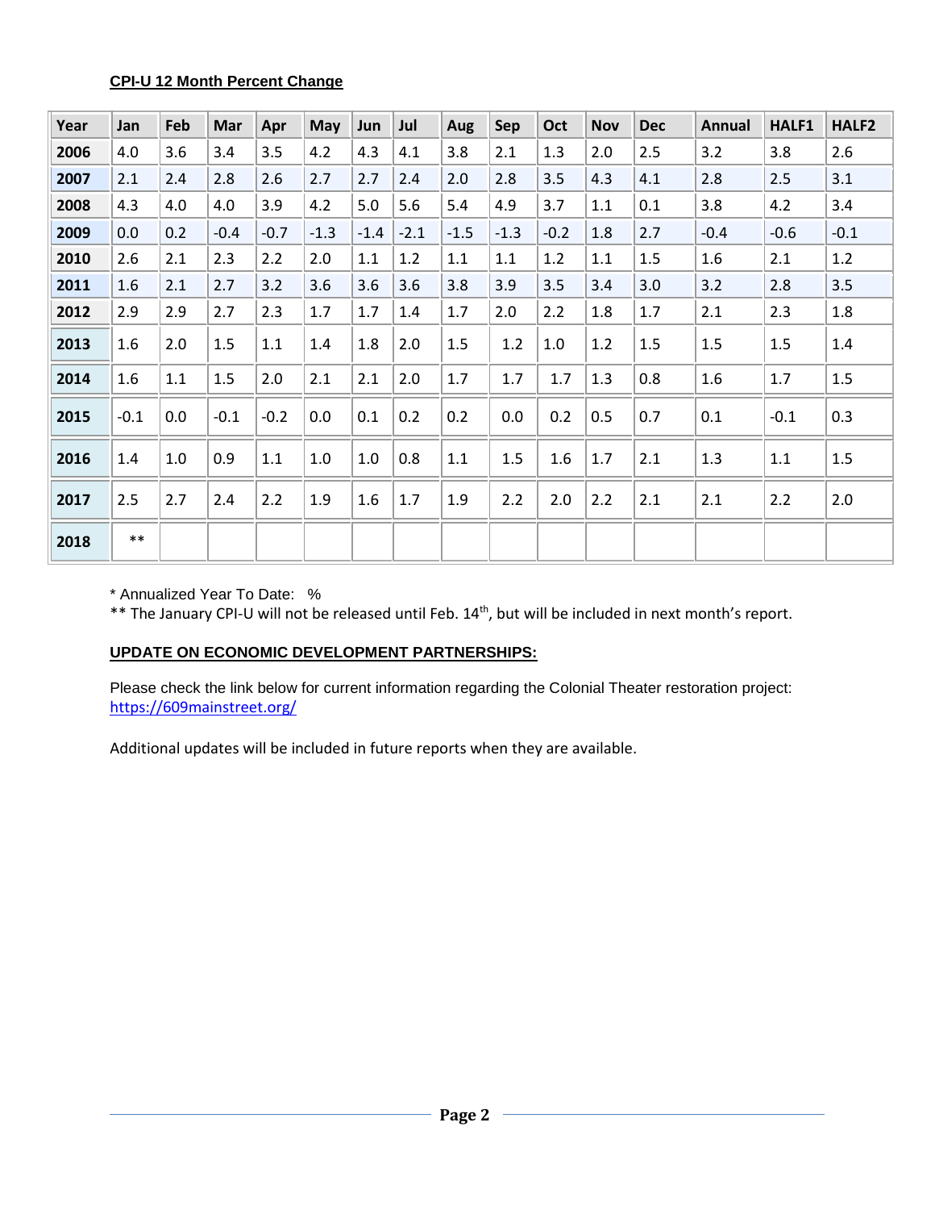**CPI-U 12 Month Percent Change**

| Year | Jan | Feb | Mar | Apr | May | Jun | Jul | Aug | Sep | Oct | Nov | Dec | Annual | HALF1 | HALF2 |
|---|---|---|---|---|---|---|---|---|---|---|---|---|---|---|---|
| 2006 | 4.0 | 3.6 | 3.4 | 3.5 | 4.2 | 4.3 | 4.1 | 3.8 | 2.1 | 1.3 | 2.0 | 2.5 | 3.2 | 3.8 | 2.6 |
| 2007 | 2.1 | 2.4 | 2.8 | 2.6 | 2.7 | 2.7 | 2.4 | 2.0 | 2.8 | 3.5 | 4.3 | 4.1 | 2.8 | 2.5 | 3.1 |
| 2008 | 4.3 | 4.0 | 4.0 | 3.9 | 4.2 | 5.0 | 5.6 | 5.4 | 4.9 | 3.7 | 1.1 | 0.1 | 3.8 | 4.2 | 3.4 |
| 2009 | 0.0 | 0.2 | -0.4 | -0.7 | -1.3 | -1.4 | -2.1 | -1.5 | -1.3 | -0.2 | 1.8 | 2.7 | -0.4 | -0.6 | -0.1 |
| 2010 | 2.6 | 2.1 | 2.3 | 2.2 | 2.0 | 1.1 | 1.2 | 1.1 | 1.1 | 1.2 | 1.1 | 1.5 | 1.6 | 2.1 | 1.2 |
| 2011 | 1.6 | 2.1 | 2.7 | 3.2 | 3.6 | 3.6 | 3.6 | 3.8 | 3.9 | 3.5 | 3.4 | 3.0 | 3.2 | 2.8 | 3.5 |
| 2012 | 2.9 | 2.9 | 2.7 | 2.3 | 1.7 | 1.7 | 1.4 | 1.7 | 2.0 | 2.2 | 1.8 | 1.7 | 2.1 | 2.3 | 1.8 |
| 2013 | 1.6 | 2.0 | 1.5 | 1.1 | 1.4 | 1.8 | 2.0 | 1.5 | 1.2 | 1.0 | 1.2 | 1.5 | 1.5 | 1.5 | 1.4 |
| 2014 | 1.6 | 1.1 | 1.5 | 2.0 | 2.1 | 2.1 | 2.0 | 1.7 | 1.7 | 1.7 | 1.3 | 0.8 | 1.6 | 1.7 | 1.5 |
| 2015 | -0.1 | 0.0 | -0.1 | -0.2 | 0.0 | 0.1 | 0.2 | 0.2 | 0.0 | 0.2 | 0.5 | 0.7 | 0.1 | -0.1 | 0.3 |
| 2016 | 1.4 | 1.0 | 0.9 | 1.1 | 1.0 | 1.0 | 0.8 | 1.1 | 1.5 | 1.6 | 1.7 | 2.1 | 1.3 | 1.1 | 1.5 |
| 2017 | 2.5 | 2.7 | 2.4 | 2.2 | 1.9 | 1.6 | 1.7 | 1.9 | 2.2 | 2.0 | 2.2 | 2.1 | 2.1 | 2.2 | 2.0 |
| 2018 | ** | | | | | | | | | | | | | | |

* Annualized Year To Date: %
** The January CPI-U will not be released until Feb. 14th, but will be included in next month's report.

**UPDATE ON ECONOMIC DEVELOPMENT PARTNERSHIPS:**

Please check the link below for current information regarding the Colonial Theater restoration project:
https://609mainstreet.org/

Additional updates will be included in future reports when they are available.